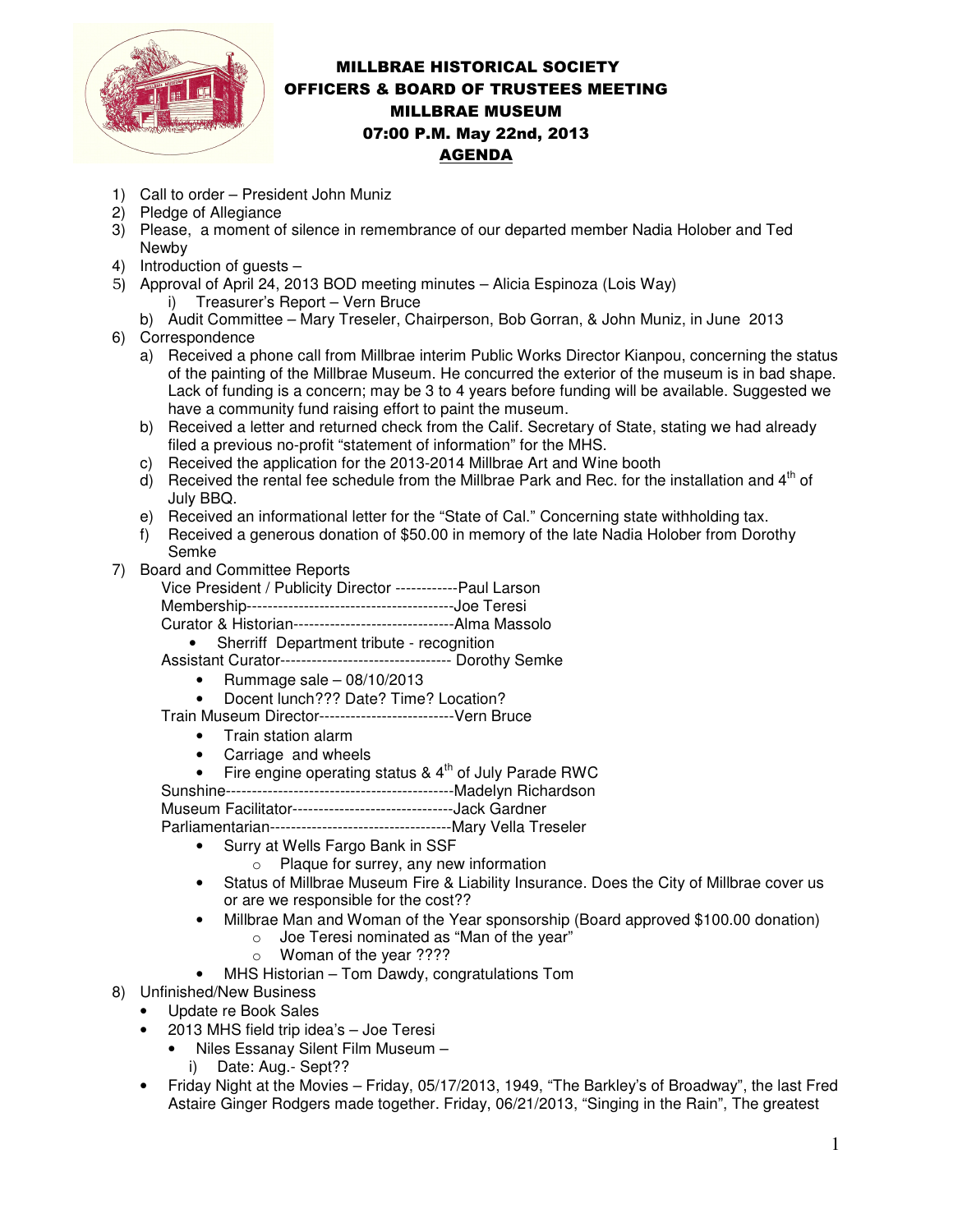# MILLBRAE HISTORICAL SOCIETY
## OFFICERS & BOARD OF TRUSTEES MEETING
## MILLBRAE MUSEUM
## 07:00 P.M. May 22nd, 2013
## AGENDA

1) Call to order – President John Muniz
2) Pledge of Allegiance
3) Please, a moment of silence in remembrance of our departed member Nadia Holober and Ted Newby
4) Introduction of guests –
5) Approval of April 24, 2013 BOD meeting minutes – Alicia Espinoza (Lois Way)
   i) Treasurer's Report – Vern Bruce
   b) Audit Committee – Mary Treseler, Chairperson, Bob Gorran, & John Muniz, in June 2013
6) Correspondence
   a) Received a phone call from Millbrae interim Public Works Director Kianpou, concerning the status of the painting of the Millbrae Museum. He concurred the exterior of the museum is in bad shape. Lack of funding is a concern; may be 3 to 4 years before funding will be available. Suggested we have a community fund raising effort to paint the museum.
   b) Received a letter and returned check from the Calif. Secretary of State, stating we had already filed a previous no-profit "statement of information" for the MHS.
   c) Received the application for the 2013-2014 Millbrae Art and Wine booth
   d) Received the rental fee schedule from the Millbrae Park and Rec. for the installation and 4th of July BBQ.
   e) Received an informational letter for the "State of Cal." Concerning state withholding tax.
   f) Received a generous donation of $50.00 in memory of the late Nadia Holober from Dorothy Semke
7) Board and Committee Reports
   - Vice President / Publicity Director ------------Paul Larson
   - Membership----------------------------------------Joe Teresi
   - Curator & Historian------------------------------Alma Massolo
     - Sherriff Department tribute - recognition
   - Assistant Curator-------------------------------- Dorothy Semke
     - Rummage sale – 08/10/2013
     - Docent lunch??? Date? Time? Location?
   - Train Museum Director-------------------------Vern Bruce
     - Train station alarm
     - Carriage and wheels
     - Fire engine operating status & 4th of July Parade RWC
   - Sunshine--------------------------------------------Madelyn Richardson
   - Museum Facilitator------------------------------Jack Gardner
   - Parliamentarian----------------------------------Mary Vella Treseler
     - Surry at Wells Fargo Bank in SSF
       - Plaque for surrey, any new information
     - Status of Millbrae Museum Fire & Liability Insurance. Does the City of Millbrae cover us or are we responsible for the cost??
     - Millbrae Man and Woman of the Year sponsorship (Board approved $100.00 donation)
       - Joe Teresi nominated as "Man of the year"
       - Woman of the year ????
     - MHS Historian – Tom Dawdy, congratulations Tom
8) Unfinished/New Business
   - Update re Book Sales
   - 2013 MHS field trip idea's – Joe Teresi
     - Niles Essanay Silent Film Museum –
       i) Date: Aug.- Sept??
   - Friday Night at the Movies – Friday, 05/17/2013, 1949, "The Barkley's of Broadway", the last Fred Astaire Ginger Rodgers made together. Friday, 06/21/2013, "Singing in the Rain", The greatest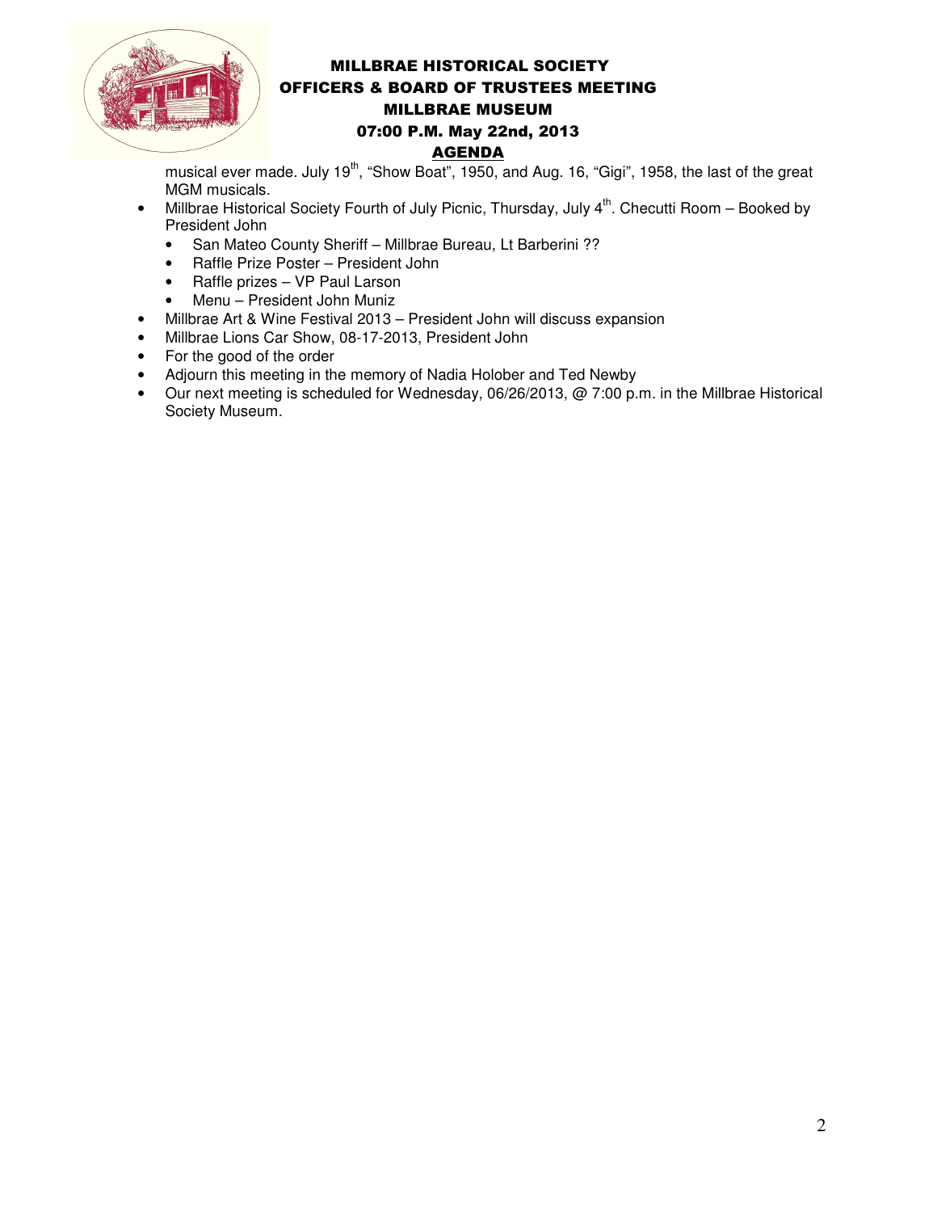# MILLBRAE HISTORICAL SOCIETY
# OFFICERS & BOARD OF TRUSTEES MEETING
# MILLBRAE MUSEUM
# 07:00 P.M. May 22nd, 2013
## AGENDA

musical ever made. July 19th, "Show Boat", 1950, and Aug. 16, "Gigi", 1958, the last of the great MGM musicals.

- Millbrae Historical Society Fourth of July Picnic, Thursday, July 4th. Checutti Room – Booked by President John
  - San Mateo County Sheriff – Millbrae Bureau, Lt Barberini ??
  - Raffle Prize Poster – President John
  - Raffle prizes – VP Paul Larson
  - Menu – President John Muniz
- Millbrae Art & Wine Festival 2013 – President John will discuss expansion
- Millbrae Lions Car Show, 08-17-2013, President John
- For the good of the order
- Adjourn this meeting in the memory of Nadia Holober and Ted Newby
- Our next meeting is scheduled for Wednesday, 06/26/2013, @ 7:00 p.m. in the Millbrae Historical Society Museum.